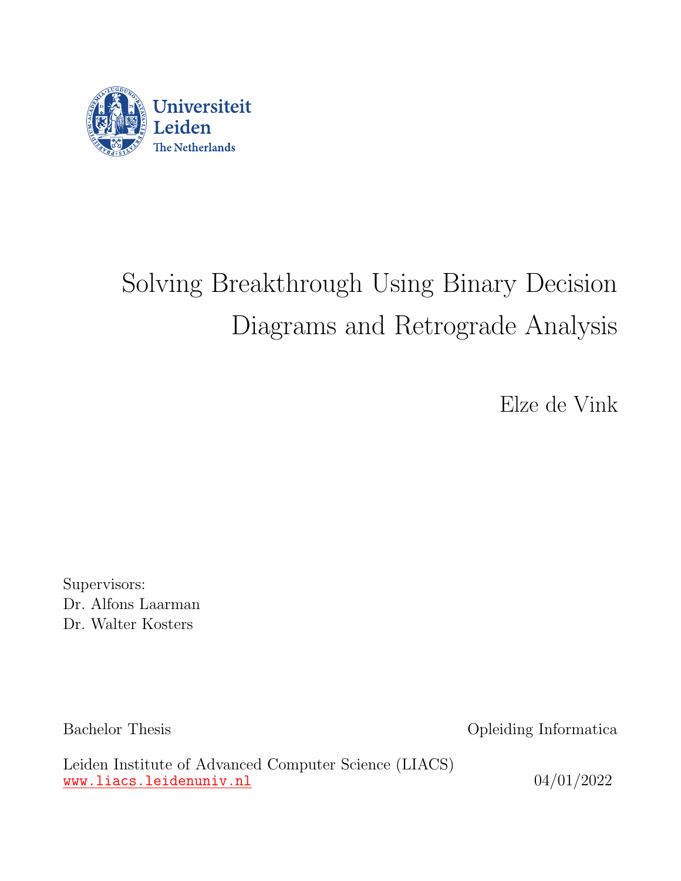Universiteit Leiden
The Netherlands

# Solving Breakthrough Using Binary Decision Diagrams and Retrograde Analysis

Elze de Vink

Supervisors:
Dr. Alfons Laarman
Dr. Walter Kosters

Bachelor Thesis

Opleiding Informatica

Leiden Institute of Advanced Computer Science (LIACS)
www.liacs.leidenuniv.nl

04/01/2022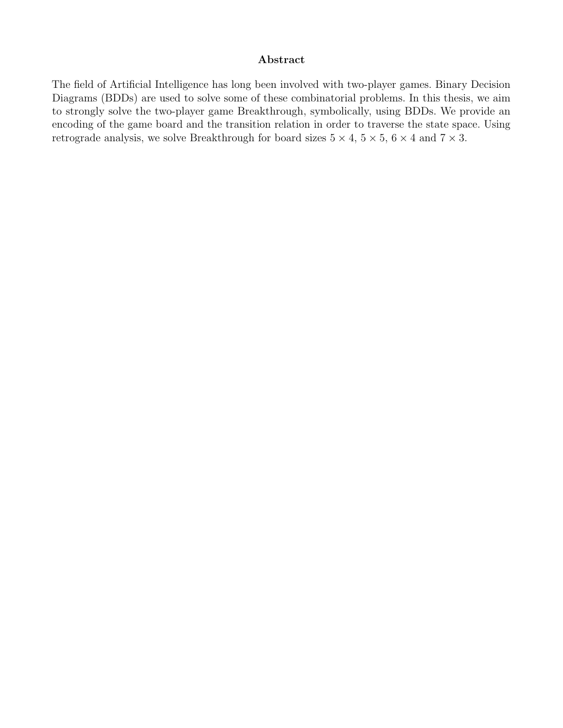## Abstract

The field of Artificial Intelligence has long been involved with two-player games. Binary Decision Diagrams (BDDs) are used to solve some of these combinatorial problems. In this thesis, we aim to strongly solve the two-player game Breakthrough, symbolically, using BDDs. We provide an encoding of the game board and the transition relation in order to traverse the state space. Using retrograde analysis, we solve Breakthrough for board sizes $5 \times 4$, $5 \times 5$, $6 \times 4$ and $7 \times 3$.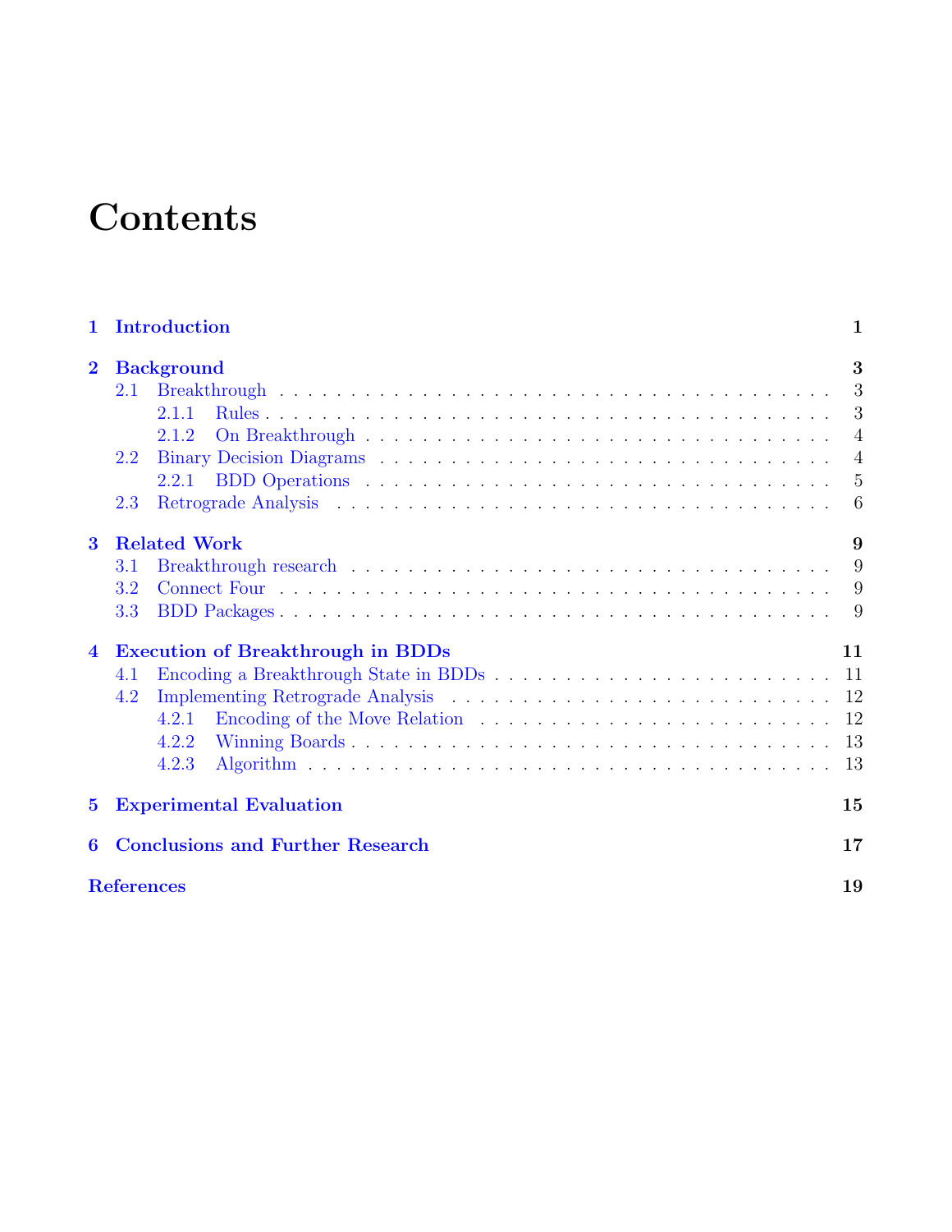# Contents

- **1 Introduction** — 1
- **2 Background** — 3
  - 2.1 Breakthrough — 3
    - 2.1.1 Rules — 3
    - 2.1.2 On Breakthrough — 4
  - 2.2 Binary Decision Diagrams — 4
    - 2.2.1 BDD Operations — 5
  - 2.3 Retrograde Analysis — 6
- **3 Related Work** — 9
  - 3.1 Breakthrough research — 9
  - 3.2 Connect Four — 9
  - 3.3 BDD Packages — 9
- **4 Execution of Breakthrough in BDDs** — 11
  - 4.1 Encoding a Breakthrough State in BDDs — 11
  - 4.2 Implementing Retrograde Analysis — 12
    - 4.2.1 Encoding of the Move Relation — 12
    - 4.2.2 Winning Boards — 13
    - 4.2.3 Algorithm — 13
- **5 Experimental Evaluation** — 15
- **6 Conclusions and Further Research** — 17
- **References** — 19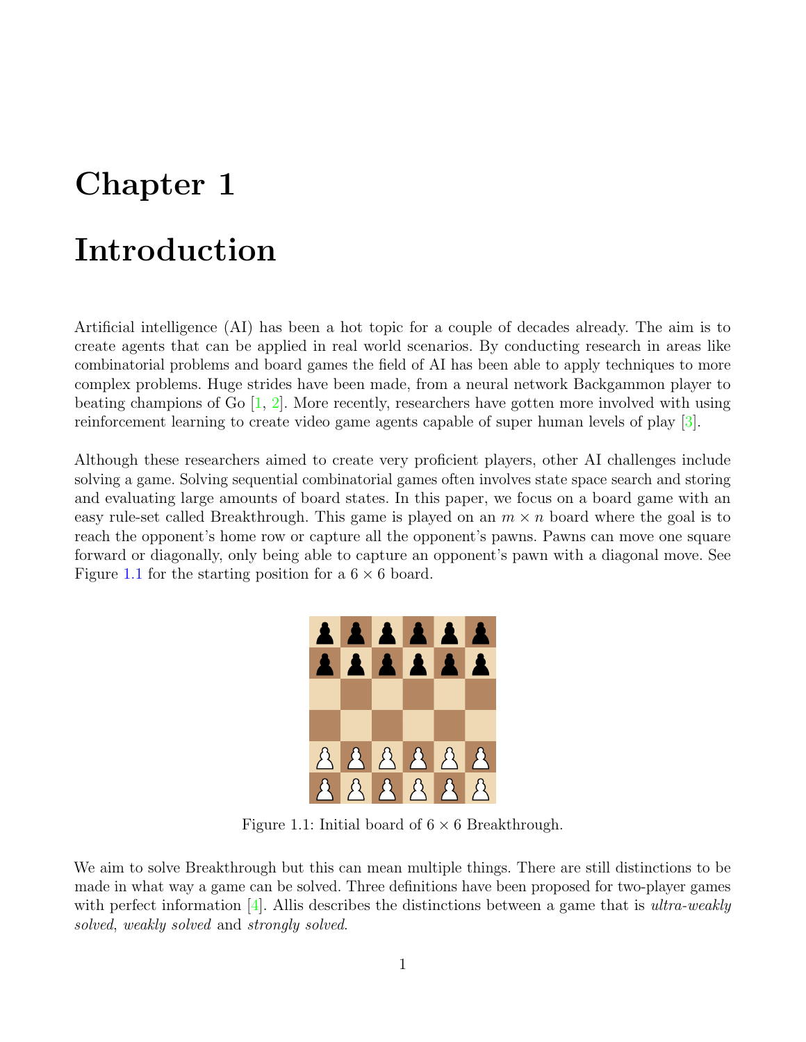# Chapter 1

# Introduction

Artificial intelligence (AI) has been a hot topic for a couple of decades already. The aim is to create agents that can be applied in real world scenarios. By conducting research in areas like combinatorial problems and board games the field of AI has been able to apply techniques to more complex problems. Huge strides have been made, from a neural network Backgammon player to beating champions of Go [1, 2]. More recently, researchers have gotten more involved with using reinforcement learning to create video game agents capable of super human levels of play [3].

Although these researchers aimed to create very proficient players, other AI challenges include solving a game. Solving sequential combinatorial games often involves state space search and storing and evaluating large amounts of board states. In this paper, we focus on a board game with an easy rule-set called Breakthrough. This game is played on an $m \times n$ board where the goal is to reach the opponent's home row or capture all the opponent's pawns. Pawns can move one square forward or diagonally, only being able to capture an opponent's pawn with a diagonal move. See Figure 1.1 for the starting position for a $6 \times 6$ board.

Figure 1.1: Initial board of $6 \times 6$ Breakthrough.

We aim to solve Breakthrough but this can mean multiple things. There are still distinctions to be made in what way a game can be solved. Three definitions have been proposed for two-player games with perfect information [4]. Allis describes the distinctions between a game that is *ultra-weakly solved*, *weakly solved* and *strongly solved*.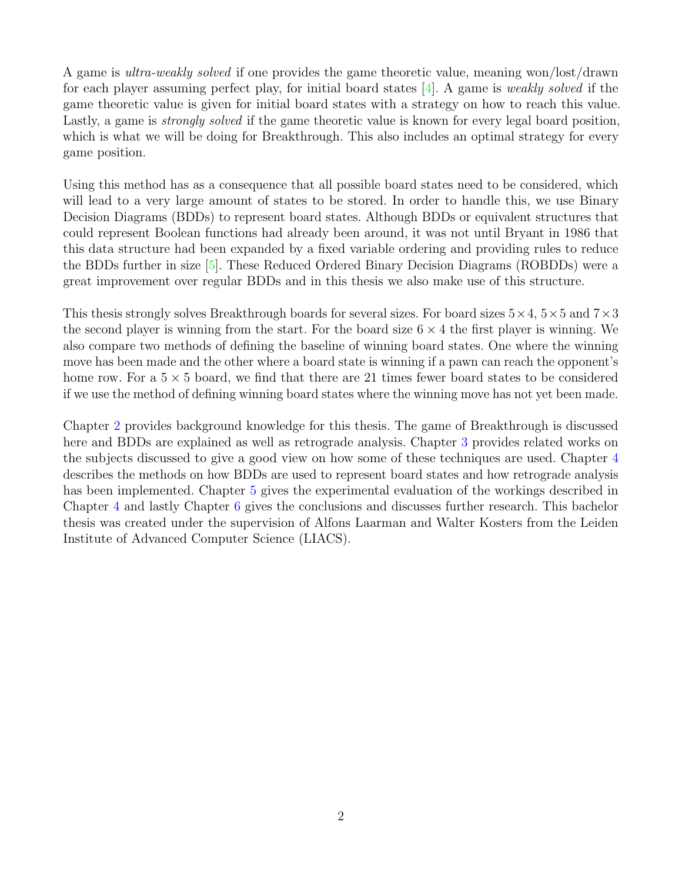A game is *ultra-weakly solved* if one provides the game theoretic value, meaning won/lost/drawn for each player assuming perfect play, for initial board states [4]. A game is *weakly solved* if the game theoretic value is given for initial board states with a strategy on how to reach this value. Lastly, a game is *strongly solved* if the game theoretic value is known for every legal board position, which is what we will be doing for Breakthrough. This also includes an optimal strategy for every game position.

Using this method has as a consequence that all possible board states need to be considered, which will lead to a very large amount of states to be stored. In order to handle this, we use Binary Decision Diagrams (BDDs) to represent board states. Although BDDs or equivalent structures that could represent Boolean functions had already been around, it was not until Bryant in 1986 that this data structure had been expanded by a fixed variable ordering and providing rules to reduce the BDDs further in size [5]. These Reduced Ordered Binary Decision Diagrams (ROBDDs) were a great improvement over regular BDDs and in this thesis we also make use of this structure.

This thesis strongly solves Breakthrough boards for several sizes. For board sizes $5\times4$, $5\times5$ and $7\times3$ the second player is winning from the start. For the board size $6\times4$ the first player is winning. We also compare two methods of defining the baseline of winning board states. One where the winning move has been made and the other where a board state is winning if a pawn can reach the opponent's home row. For a $5\times5$ board, we find that there are 21 times fewer board states to be considered if we use the method of defining winning board states where the winning move has not yet been made.

Chapter 2 provides background knowledge for this thesis. The game of Breakthrough is discussed here and BDDs are explained as well as retrograde analysis. Chapter 3 provides related works on the subjects discussed to give a good view on how some of these techniques are used. Chapter 4 describes the methods on how BDDs are used to represent board states and how retrograde analysis has been implemented. Chapter 5 gives the experimental evaluation of the workings described in Chapter 4 and lastly Chapter 6 gives the conclusions and discusses further research. This bachelor thesis was created under the supervision of Alfons Laarman and Walter Kosters from the Leiden Institute of Advanced Computer Science (LIACS).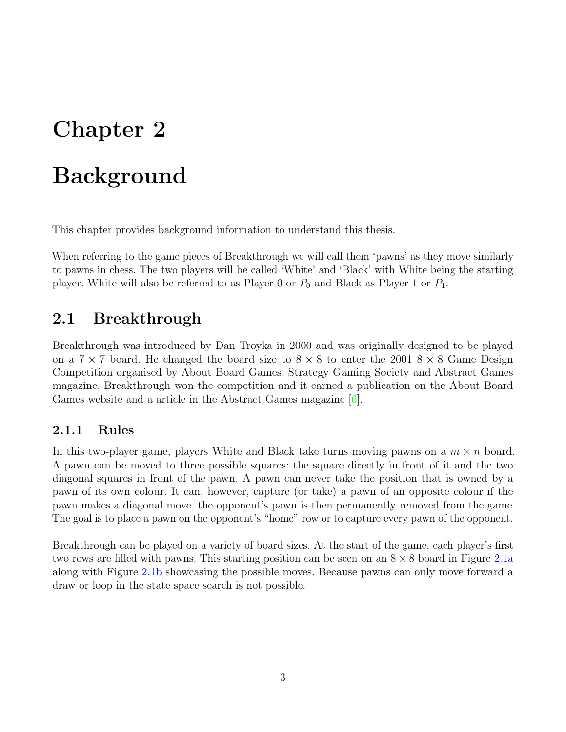# Chapter 2

# Background

This chapter provides background information to understand this thesis.

When referring to the game pieces of Breakthrough we will call them 'pawns' as they move similarly to pawns in chess. The two players will be called 'White' and 'Black' with White being the starting player. White will also be referred to as Player 0 or $P_0$ and Black as Player 1 or $P_1$.

## 2.1 Breakthrough

Breakthrough was introduced by Dan Troyka in 2000 and was originally designed to be played on a $7 \times 7$ board. He changed the board size to $8 \times 8$ to enter the 2001 $8 \times 8$ Game Design Competition organised by About Board Games, Strategy Gaming Society and Abstract Games magazine. Breakthrough won the competition and it earned a publication on the About Board Games website and a article in the Abstract Games magazine [6].

### 2.1.1 Rules

In this two-player game, players White and Black take turns moving pawns on a $m \times n$ board. A pawn can be moved to three possible squares: the square directly in front of it and the two diagonal squares in front of the pawn. A pawn can never take the position that is owned by a pawn of its own colour. It can, however, capture (or take) a pawn of an opposite colour if the pawn makes a diagonal move, the opponent's pawn is then permanently removed from the game. The goal is to place a pawn on the opponent's "home" row or to capture every pawn of the opponent.

Breakthrough can be played on a variety of board sizes. At the start of the game, each player's first two rows are filled with pawns. This starting position can be seen on an $8 \times 8$ board in Figure 2.1a along with Figure 2.1b showcasing the possible moves. Because pawns can only move forward a draw or loop in the state space search is not possible.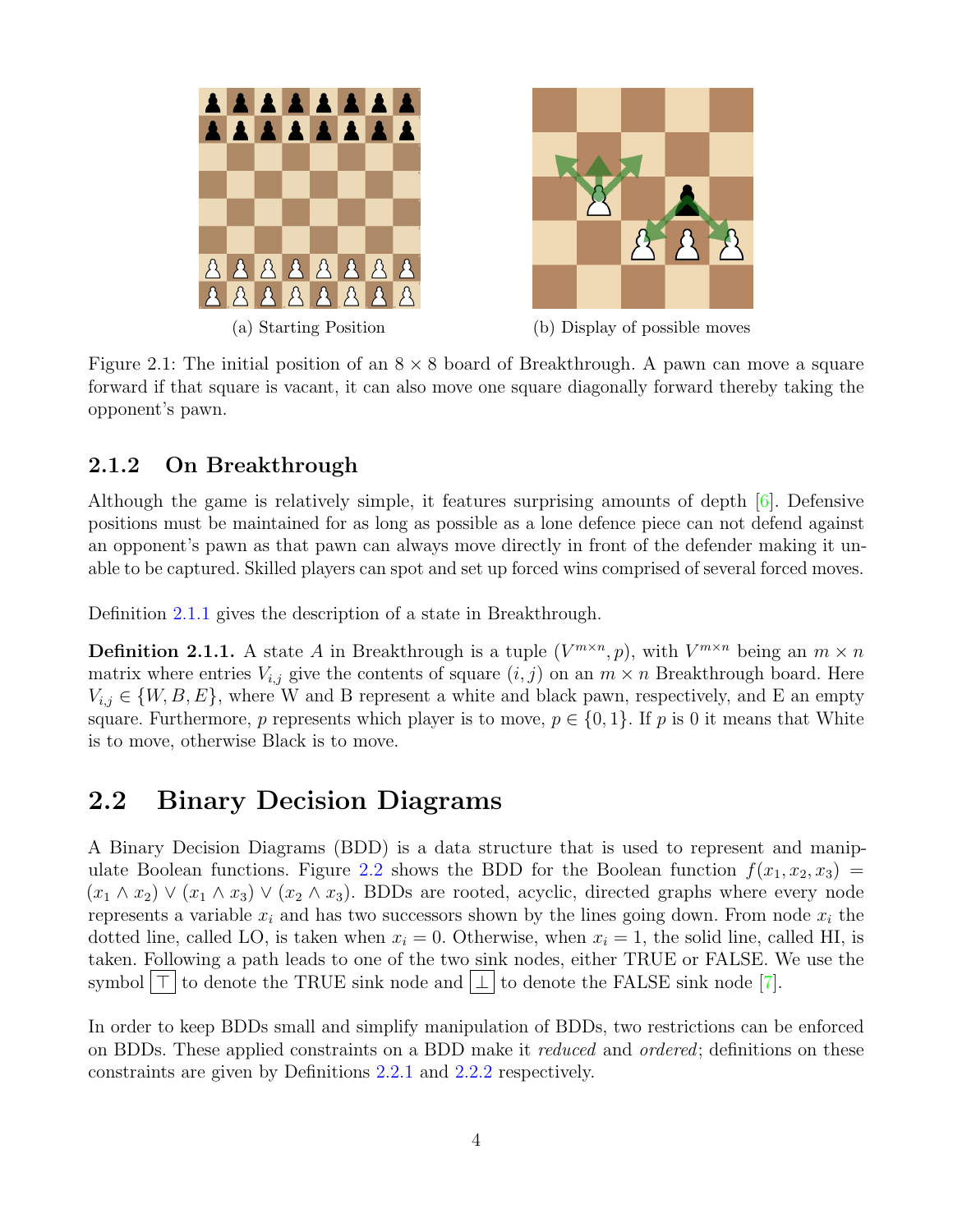(a) Starting Position

(b) Display of possible moves

Figure 2.1: The initial position of an $8 \times 8$ board of Breakthrough. A pawn can move a square forward if that square is vacant, it can also move one square diagonally forward thereby taking the opponent's pawn.

### 2.1.2 On Breakthrough

Although the game is relatively simple, it features surprising amounts of depth [6]. Defensive positions must be maintained for as long as possible as a lone defence piece can not defend against an opponent's pawn as that pawn can always move directly in front of the defender making it unable to be captured. Skilled players can spot and set up forced wins comprised of several forced moves.

Definition 2.1.1 gives the description of a state in Breakthrough.

**Definition 2.1.1.** A state $A$ in Breakthrough is a tuple $(V^{m \times n}, p)$, with $V^{m \times n}$ being an $m \times n$ matrix where entries $V_{i,j}$ give the contents of square $(i, j)$ on an $m \times n$ Breakthrough board. Here $V_{i,j} \in \{W, B, E\}$, where W and B represent a white and black pawn, respectively, and E an empty square. Furthermore, $p$ represents which player is to move, $p \in \{0, 1\}$. If $p$ is 0 it means that White is to move, otherwise Black is to move.

## 2.2 Binary Decision Diagrams

A Binary Decision Diagrams (BDD) is a data structure that is used to represent and manipulate Boolean functions. Figure 2.2 shows the BDD for the Boolean function $f(x_1, x_2, x_3) = (x_1 \wedge x_2) \vee (x_1 \wedge x_3) \vee (x_2 \wedge x_3)$. BDDs are rooted, acyclic, directed graphs where every node represents a variable $x_i$ and has two successors shown by the lines going down. From node $x_i$ the dotted line, called LO, is taken when $x_i = 0$. Otherwise, when $x_i = 1$, the solid line, called HI, is taken. Following a path leads to one of the two sink nodes, either TRUE or FALSE. We use the symbol $\boxed{\top}$ to denote the TRUE sink node and $\boxed{\bot}$ to denote the FALSE sink node [7].

In order to keep BDDs small and simplify manipulation of BDDs, two restrictions can be enforced on BDDs. These applied constraints on a BDD make it *reduced* and *ordered*; definitions on these constraints are given by Definitions 2.2.1 and 2.2.2 respectively.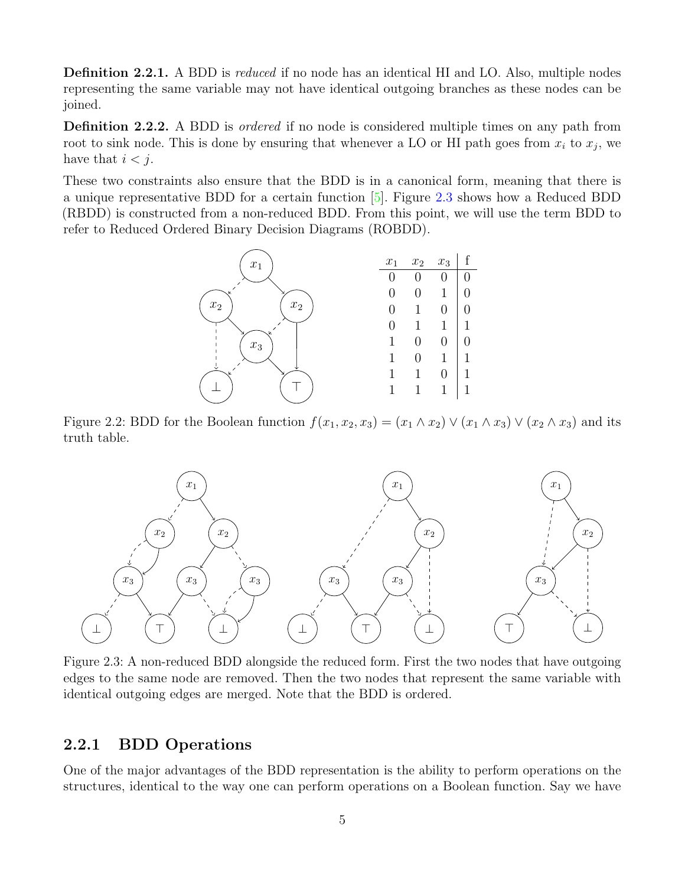**Definition 2.2.1.** A BDD is *reduced* if no node has an identical HI and LO. Also, multiple nodes representing the same variable may not have identical outgoing branches as these nodes can be joined.

**Definition 2.2.2.** A BDD is *ordered* if no node is considered multiple times on any path from root to sink node. This is done by ensuring that whenever a LO or HI path goes from $x_i$ to $x_j$, we have that $i < j$.

These two constraints also ensure that the BDD is in a canonical form, meaning that there is a unique representative BDD for a certain function [5]. Figure 2.3 shows how a Reduced BDD (RBDD) is constructed from a non-reduced BDD. From this point, we will use the term BDD to refer to Reduced Ordered Binary Decision Diagrams (ROBDD).

| $x_1$ | $x_2$ | $x_3$ | f |
|---|---|---|---|
| 0 | 0 | 0 | 0 |
| 0 | 0 | 1 | 0 |
| 0 | 1 | 0 | 0 |
| 0 | 1 | 1 | 1 |
| 1 | 0 | 0 | 0 |
| 1 | 0 | 1 | 1 |
| 1 | 1 | 0 | 1 |
| 1 | 1 | 1 | 1 |

Figure 2.2: BDD for the Boolean function $f(x_1, x_2, x_3) = (x_1 \wedge x_2) \vee (x_1 \wedge x_3) \vee (x_2 \wedge x_3)$ and its truth table.

Figure 2.3: A non-reduced BDD alongside the reduced form. First the two nodes that have outgoing edges to the same node are removed. Then the two nodes that represent the same variable with identical outgoing edges are merged. Note that the BDD is ordered.

### 2.2.1 BDD Operations

One of the major advantages of the BDD representation is the ability to perform operations on the structures, identical to the way one can perform operations on a Boolean function. Say we have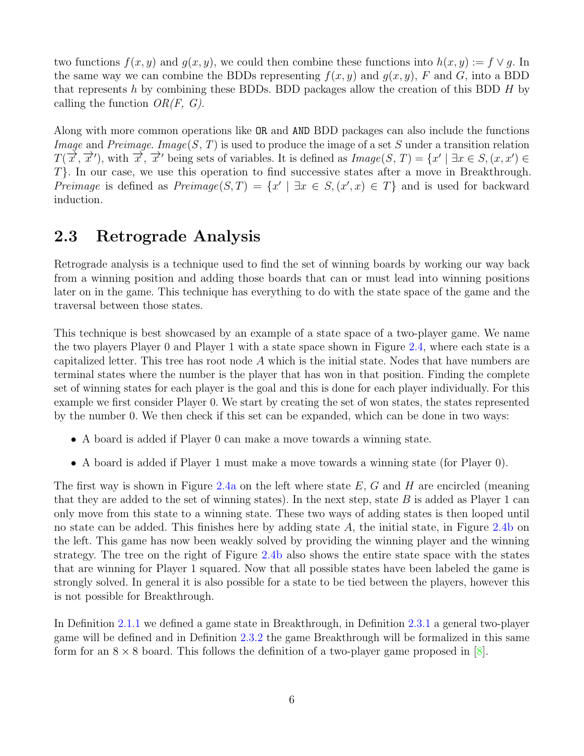two functions $f(x,y)$ and $g(x,y)$, we could then combine these functions into $h(x,y) := f \vee g$. In the same way we can combine the BDDs representing $f(x,y)$ and $g(x,y)$, $F$ and $G$, into a BDD that represents $h$ by combining these BDDs. BDD packages allow the creation of this BDD $H$ by calling the function *OR(F, G)*.

Along with more common operations like `OR` and `AND` BDD packages can also include the functions *Image* and *Preimage*. *Image*$(S, T)$ is used to produce the image of a set $S$ under a transition relation $T(\overrightarrow{x}, \overrightarrow{x}')$, with $\overrightarrow{x}$, $\overrightarrow{x}'$ being sets of variables. It is defined as *Image*$(S, T) = \{x' \mid \exists x \in S, (x, x') \in T\}$. In our case, we use this operation to find successive states after a move in Breakthrough. *Preimage* is defined as *Preimage*$(S, T) = \{x' \mid \exists x \in S, (x', x) \in T\}$ and is used for backward induction.

## 2.3 Retrograde Analysis

Retrograde analysis is a technique used to find the set of winning boards by working our way back from a winning position and adding those boards that can or must lead into winning positions later on in the game. This technique has everything to do with the state space of the game and the traversal between those states.

This technique is best showcased by an example of a state space of a two-player game. We name the two players Player 0 and Player 1 with a state space shown in Figure 2.4, where each state is a capitalized letter. This tree has root node $A$ which is the initial state. Nodes that have numbers are terminal states where the number is the player that has won in that position. Finding the complete set of winning states for each player is the goal and this is done for each player individually. For this example we first consider Player 0. We start by creating the set of won states, the states represented by the number 0. We then check if this set can be expanded, which can be done in two ways:

- A board is added if Player 0 can make a move towards a winning state.
- A board is added if Player 1 must make a move towards a winning state (for Player 0).

The first way is shown in Figure 2.4a on the left where state $E$, $G$ and $H$ are encircled (meaning that they are added to the set of winning states). In the next step, state $B$ is added as Player 1 can only move from this state to a winning state. These two ways of adding states is then looped until no state can be added. This finishes here by adding state $A$, the initial state, in Figure 2.4b on the left. This game has now been weakly solved by providing the winning player and the winning strategy. The tree on the right of Figure 2.4b also shows the entire state space with the states that are winning for Player 1 squared. Now that all possible states have been labeled the game is strongly solved. In general it is also possible for a state to be tied between the players, however this is not possible for Breakthrough.

In Definition 2.1.1 we defined a game state in Breakthrough, in Definition 2.3.1 a general two-player game will be defined and in Definition 2.3.2 the game Breakthrough will be formalized in this same form for an $8 \times 8$ board. This follows the definition of a two-player game proposed in [8].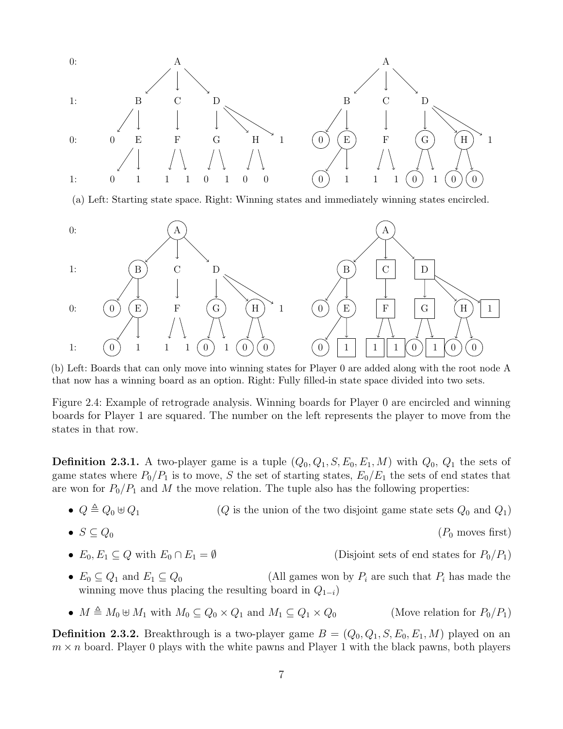(a) Left: Starting state space. Right: Winning states and immediately winning states encircled.

(b) Left: Boards that can only move into winning states for Player 0 are added along with the root node A that now has a winning board as an option. Right: Fully filled-in state space divided into two sets.

Figure 2.4: Example of retrograde analysis. Winning boards for Player 0 are encircled and winning boards for Player 1 are squared. The number on the left represents the player to move from the states in that row.

**Definition 2.3.1.** A two-player game is a tuple $(Q_0, Q_1, S, E_0, E_1, M)$ with $Q_0$, $Q_1$ the sets of game states where $P_0/P_1$ is to move, $S$ the set of starting states, $E_0/E_1$ the sets of end states that are won for $P_0/P_1$ and $M$ the move relation. The tuple also has the following properties:

- $Q \triangleq Q_0 \uplus Q_1$ ($Q$ is the union of the two disjoint game state sets $Q_0$ and $Q_1$)
- $S \subseteq Q_0$ ($P_0$ moves first)
- $E_0, E_1 \subseteq Q$ with $E_0 \cap E_1 = \emptyset$ (Disjoint sets of end states for $P_0/P_1$)
- $E_0 \subseteq Q_1$ and $E_1 \subseteq Q_0$ (All games won by $P_i$ are such that $P_i$ has made the winning move thus placing the resulting board in $Q_{1-i}$)
- $M \triangleq M_0 \uplus M_1$ with $M_0 \subseteq Q_0 \times Q_1$ and $M_1 \subseteq Q_1 \times Q_0$ (Move relation for $P_0/P_1$)

**Definition 2.3.2.** Breakthrough is a two-player game $B = (Q_0, Q_1, S, E_0, E_1, M)$ played on an $m \times n$ board. Player 0 plays with the white pawns and Player 1 with the black pawns, both players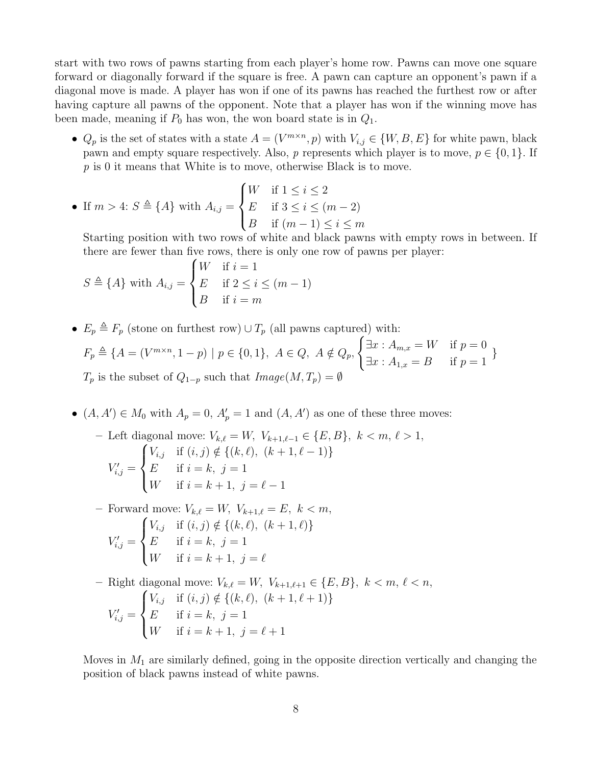start with two rows of pawns starting from each player's home row. Pawns can move one square forward or diagonally forward if the square is free. A pawn can capture an opponent's pawn if a diagonal move is made. A player has won if one of its pawns has reached the furthest row or after having capture all pawns of the opponent. Note that a player has won if the winning move has been made, meaning if $P_0$ has won, the won board state is in $Q_1$.

- $Q_p$ is the set of states with a state $A = (V^{m \times n}, p)$ with $V_{i,j} \in \{W, B, E\}$ for white pawn, black pawn and empty square respectively. Also, $p$ represents which player is to move, $p \in \{0, 1\}$. If $p$ is 0 it means that White is to move, otherwise Black is to move.

- If $m > 4$: $S \triangleq \{A\}$ with $A_{i,j} = \begin{cases} W & \text{if } 1 \leq i \leq 2 \\ E & \text{if } 3 \leq i \leq (m-2) \\ B & \text{if } (m-1) \leq i \leq m \end{cases}$

  Starting position with two rows of white and black pawns with empty rows in between. If there are fewer than five rows, there is only one row of pawns per player:

  $S \triangleq \{A\}$ with $A_{i,j} = \begin{cases} W & \text{if } i = 1 \\ E & \text{if } 2 \leq i \leq (m-1) \\ B & \text{if } i = m \end{cases}$

- $E_p \triangleq F_p$ (stone on furthest row) $\cup\, T_p$ (all pawns captured) with:

  $F_p \triangleq \{A = (V^{m \times n}, 1-p) \mid p \in \{0,1\},\ A \in Q,\ A \notin Q_p, \begin{cases} \exists x : A_{m,x} = W & \text{if } p = 0 \\ \exists x : A_{1,x} = B & \text{if } p = 1 \end{cases} \}$

  $T_p$ is the subset of $Q_{1-p}$ such that $Image(M, T_p) = \emptyset$

- $(A, A') \in M_0$ with $A_p = 0$, $A'_p = 1$ and $(A, A')$ as one of these three moves:

  - Left diagonal move: $V_{k,\ell} = W,\ V_{k+1,\ell-1} \in \{E, B\},\ k < m,\ \ell > 1,$

    $V'_{i,j} = \begin{cases} V_{i,j} & \text{if } (i,j) \notin \{(k,\ell),\ (k+1, \ell-1)\} \\ E & \text{if } i = k,\ j = 1 \\ W & \text{if } i = k+1,\ j = \ell - 1 \end{cases}$

  - Forward move: $V_{k,\ell} = W,\ V_{k+1,\ell} = E,\ k < m,$

    $V'_{i,j} = \begin{cases} V_{i,j} & \text{if } (i,j) \notin \{(k,\ell),\ (k+1, \ell)\} \\ E & \text{if } i = k,\ j = 1 \\ W & \text{if } i = k+1,\ j = \ell \end{cases}$

  - Right diagonal move: $V_{k,\ell} = W,\ V_{k+1,\ell+1} \in \{E, B\},\ k < m,\ \ell < n,$

    $V'_{i,j} = \begin{cases} V_{i,j} & \text{if } (i,j) \notin \{(k,\ell),\ (k+1, \ell+1)\} \\ E & \text{if } i = k,\ j = 1 \\ W & \text{if } i = k+1,\ j = \ell + 1 \end{cases}$

  Moves in $M_1$ are similarly defined, going in the opposite direction vertically and changing the position of black pawns instead of white pawns.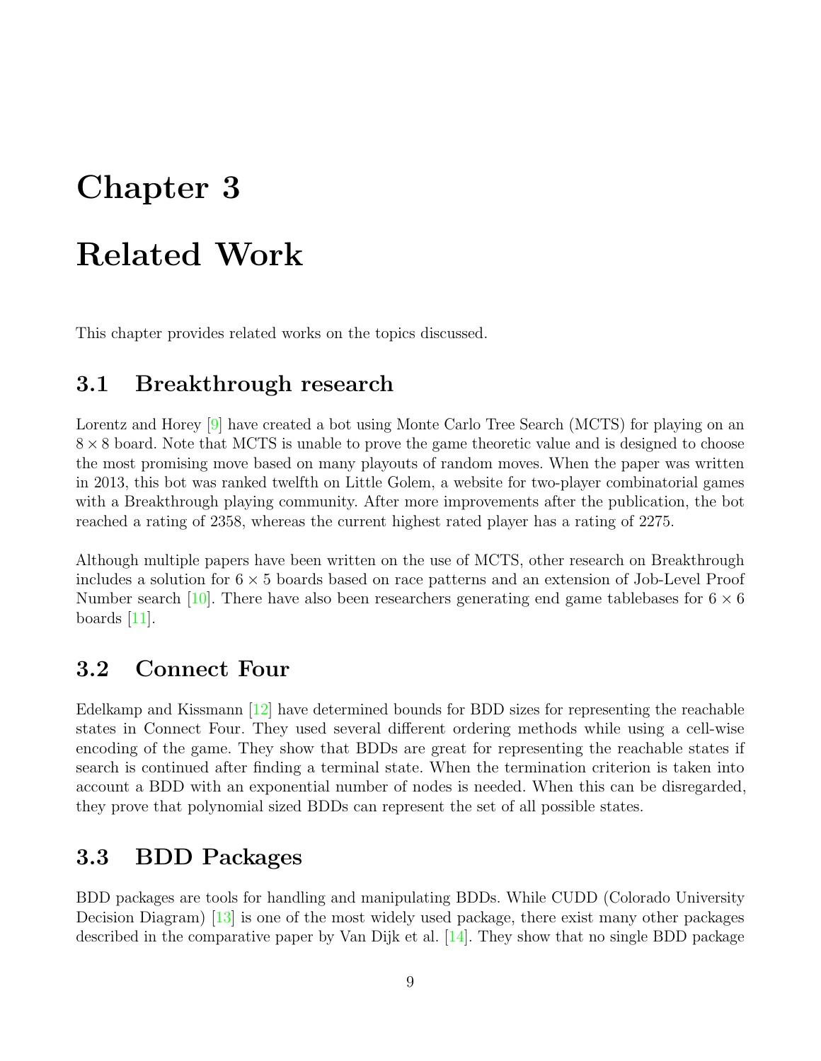# Chapter 3

# Related Work

This chapter provides related works on the topics discussed.

## 3.1 Breakthrough research

Lorentz and Horey [9] have created a bot using Monte Carlo Tree Search (MCTS) for playing on an $8 \times 8$ board. Note that MCTS is unable to prove the game theoretic value and is designed to choose the most promising move based on many playouts of random moves. When the paper was written in 2013, this bot was ranked twelfth on Little Golem, a website for two-player combinatorial games with a Breakthrough playing community. After more improvements after the publication, the bot reached a rating of 2358, whereas the current highest rated player has a rating of 2275.

Although multiple papers have been written on the use of MCTS, other research on Breakthrough includes a solution for $6 \times 5$ boards based on race patterns and an extension of Job-Level Proof Number search [10]. There have also been researchers generating end game tablebases for $6 \times 6$ boards [11].

## 3.2 Connect Four

Edelkamp and Kissmann [12] have determined bounds for BDD sizes for representing the reachable states in Connect Four. They used several different ordering methods while using a cell-wise encoding of the game. They show that BDDs are great for representing the reachable states if search is continued after finding a terminal state. When the termination criterion is taken into account a BDD with an exponential number of nodes is needed. When this can be disregarded, they prove that polynomial sized BDDs can represent the set of all possible states.

## 3.3 BDD Packages

BDD packages are tools for handling and manipulating BDDs. While CUDD (Colorado University Decision Diagram) [13] is one of the most widely used package, there exist many other packages described in the comparative paper by Van Dijk et al. [14]. They show that no single BDD package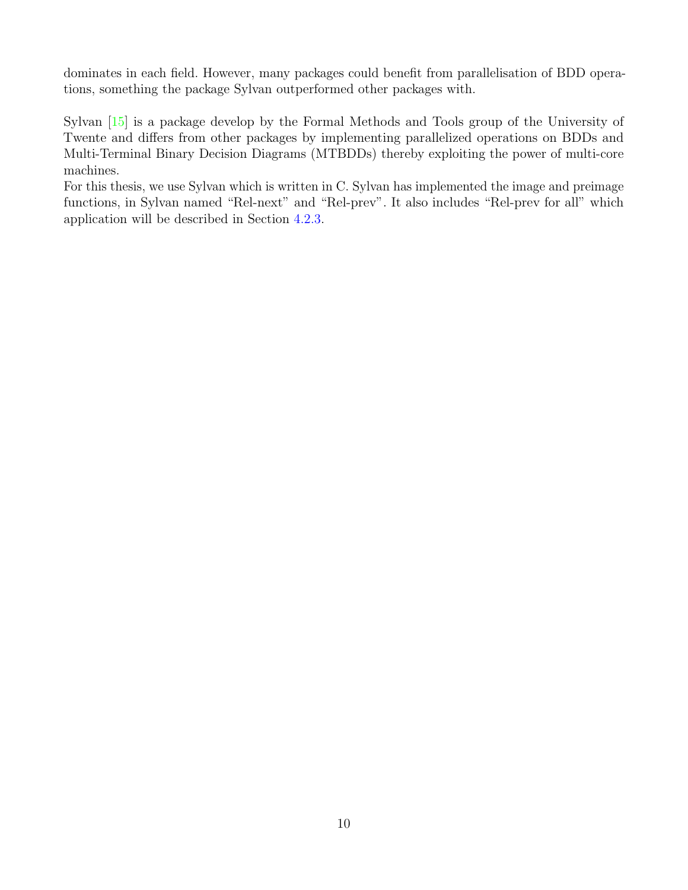dominates in each field. However, many packages could benefit from parallelisation of BDD operations, something the package Sylvan outperformed other packages with.

Sylvan [15] is a package develop by the Formal Methods and Tools group of the University of Twente and differs from other packages by implementing parallelized operations on BDDs and Multi-Terminal Binary Decision Diagrams (MTBDDs) thereby exploiting the power of multi-core machines.
For this thesis, we use Sylvan which is written in C. Sylvan has implemented the image and preimage functions, in Sylvan named "Rel-next" and "Rel-prev". It also includes "Rel-prev for all" which application will be described in Section 4.2.3.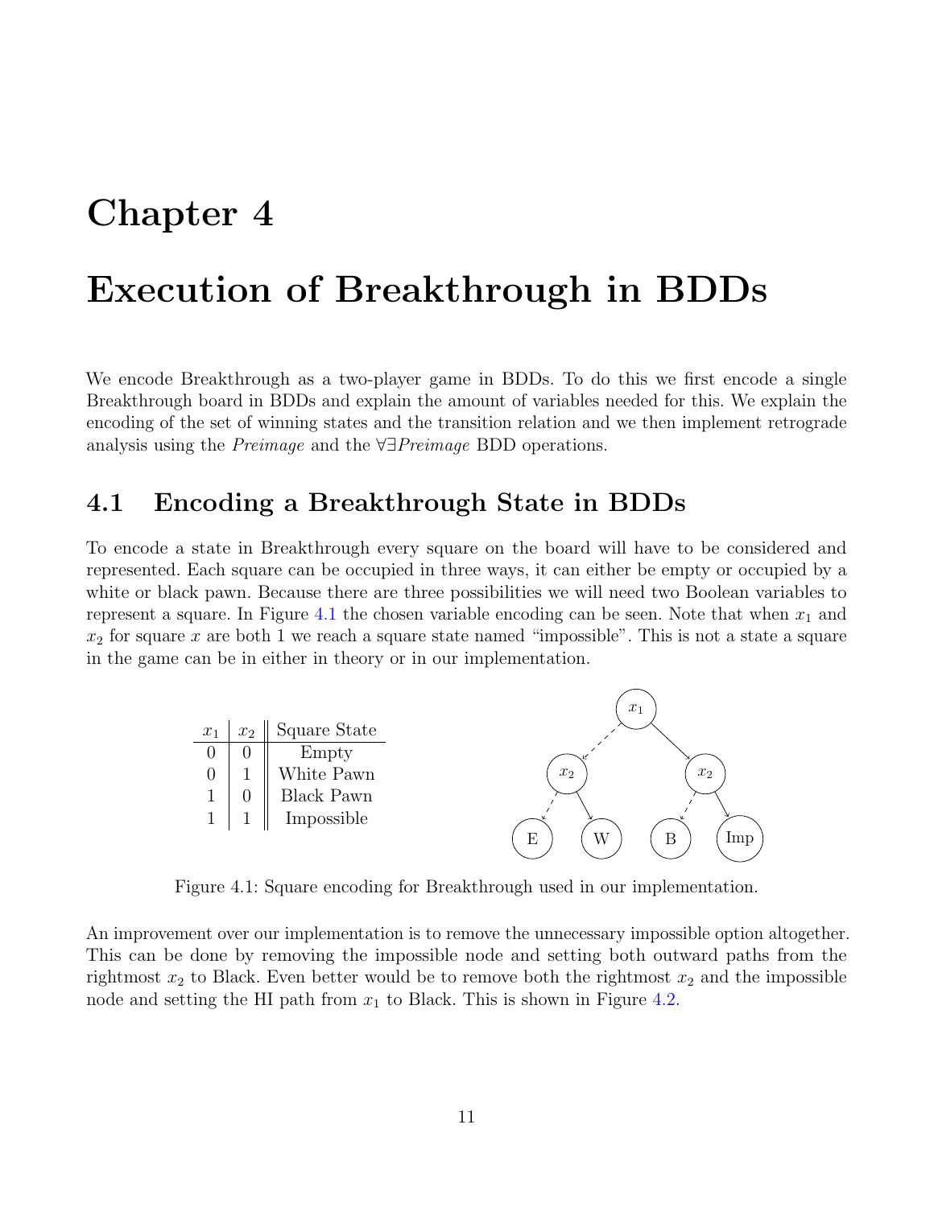# Chapter 4

# Execution of Breakthrough in BDDs

We encode Breakthrough as a two-player game in BDDs. To do this we first encode a single Breakthrough board in BDDs and explain the amount of variables needed for this. We explain the encoding of the set of winning states and the transition relation and we then implement retrograde analysis using the *Preimage* and the $\forall\exists$*Preimage* BDD operations.

## 4.1 Encoding a Breakthrough State in BDDs

To encode a state in Breakthrough every square on the board will have to be considered and represented. Each square can be occupied in three ways, it can either be empty or occupied by a white or black pawn. Because there are three possibilities we will need two Boolean variables to represent a square. In Figure 4.1 the chosen variable encoding can be seen. Note that when $x_1$ and $x_2$ for square $x$ are both 1 we reach a square state named "impossible". This is not a state a square in the game can be in either in theory or in our implementation.

| $x_1$ | $x_2$ | Square State |
|---|---|---|
| 0 | 0 | Empty |
| 0 | 1 | White Pawn |
| 1 | 0 | Black Pawn |
| 1 | 1 | Impossible |

Figure 4.1: Square encoding for Breakthrough used in our implementation.

An improvement over our implementation is to remove the unnecessary impossible option altogether. This can be done by removing the impossible node and setting both outward paths from the rightmost $x_2$ to Black. Even better would be to remove both the rightmost $x_2$ and the impossible node and setting the HI path from $x_1$ to Black. This is shown in Figure 4.2.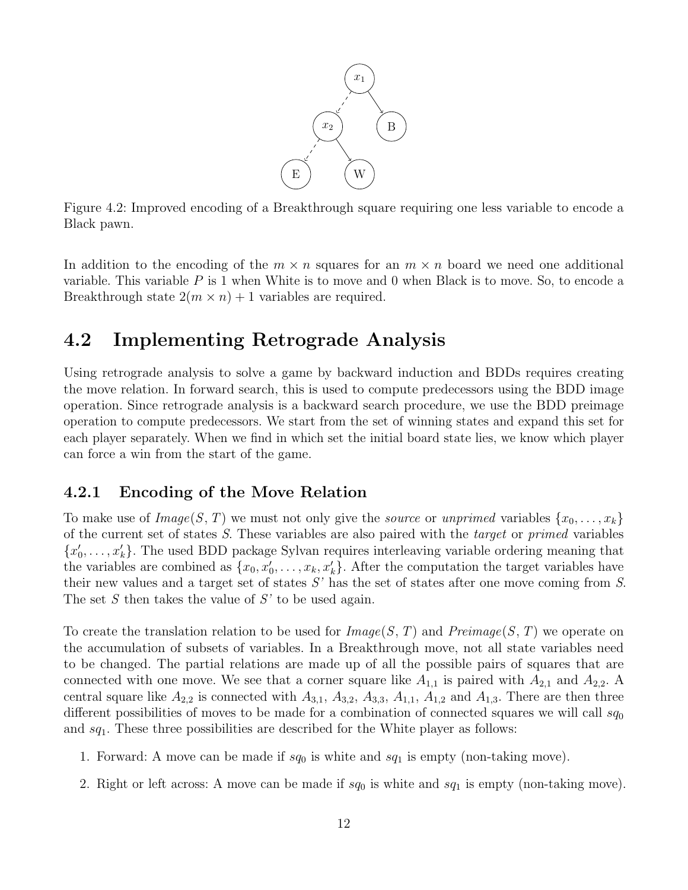Figure 4.2: Improved encoding of a Breakthrough square requiring one less variable to encode a Black pawn.

In addition to the encoding of the $m \times n$ squares for an $m \times n$ board we need one additional variable. This variable $P$ is 1 when White is to move and 0 when Black is to move. So, to encode a Breakthrough state $2(m \times n) + 1$ variables are required.

## 4.2 Implementing Retrograde Analysis

Using retrograde analysis to solve a game by backward induction and BDDs requires creating the move relation. In forward search, this is used to compute predecessors using the BDD image operation. Since retrograde analysis is a backward search procedure, we use the BDD preimage operation to compute predecessors. We start from the set of winning states and expand this set for each player separately. When we find in which set the initial board state lies, we know which player can force a win from the start of the game.

### 4.2.1 Encoding of the Move Relation

To make use of *Image*$(S, T)$ we must not only give the *source* or *unprimed* variables $\{x_0, \ldots, x_k\}$ of the current set of states $S$. These variables are also paired with the *target* or *primed* variables $\{x'_0, \ldots, x'_k\}$. The used BDD package Sylvan requires interleaving variable ordering meaning that the variables are combined as $\{x_0, x'_0, \ldots, x_k, x'_k\}$. After the computation the target variables have their new values and a target set of states *S'* has the set of states after one move coming from $S$. The set $S$ then takes the value of *S'* to be used again.

To create the translation relation to be used for *Image*$(S, T)$ and *Preimage*$(S, T)$ we operate on the accumulation of subsets of variables. In a Breakthrough move, not all state variables need to be changed. The partial relations are made up of all the possible pairs of squares that are connected with one move. We see that a corner square like $A_{1,1}$ is paired with $A_{2,1}$ and $A_{2,2}$. A central square like $A_{2,2}$ is connected with $A_{3,1}$, $A_{3,2}$, $A_{3,3}$, $A_{1,1}$, $A_{1,2}$ and $A_{1,3}$. There are then three different possibilities of moves to be made for a combination of connected squares we will call $sq_0$ and $sq_1$. These three possibilities are described for the White player as follows:

1. Forward: A move can be made if $sq_0$ is white and $sq_1$ is empty (non-taking move).
2. Right or left across: A move can be made if $sq_0$ is white and $sq_1$ is empty (non-taking move).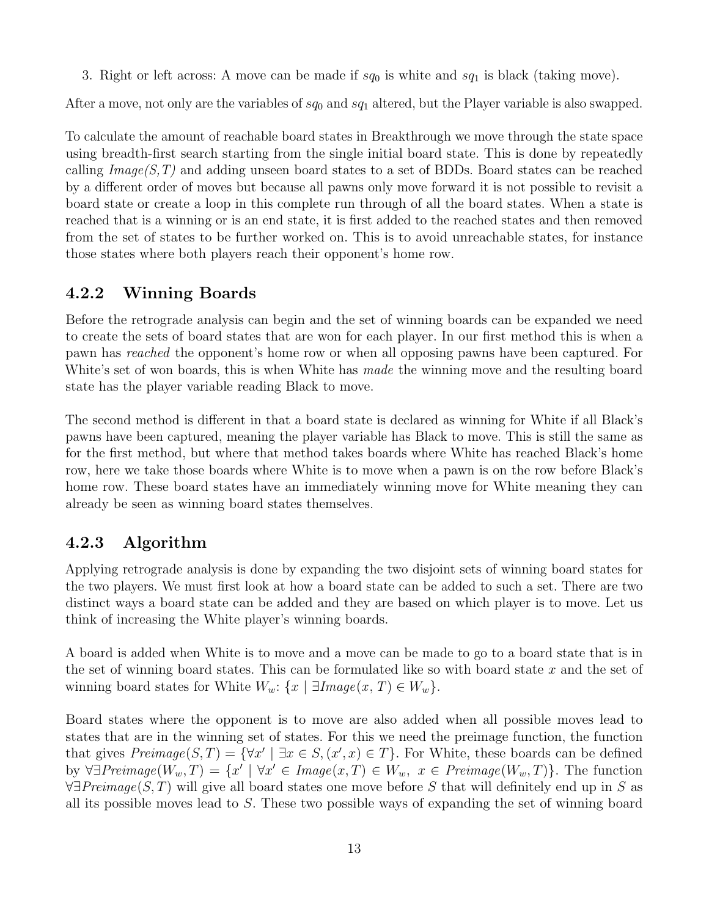3. Right or left across: A move can be made if $sq_0$ is white and $sq_1$ is black (taking move).

After a move, not only are the variables of $sq_0$ and $sq_1$ altered, but the Player variable is also swapped.

To calculate the amount of reachable board states in Breakthrough we move through the state space using breadth-first search starting from the single initial board state. This is done by repeatedly calling *Image(S,T)* and adding unseen board states to a set of BDDs. Board states can be reached by a different order of moves but because all pawns only move forward it is not possible to revisit a board state or create a loop in this complete run through of all the board states. When a state is reached that is a winning or is an end state, it is first added to the reached states and then removed from the set of states to be further worked on. This is to avoid unreachable states, for instance those states where both players reach their opponent's home row.

### 4.2.2 Winning Boards

Before the retrograde analysis can begin and the set of winning boards can be expanded we need to create the sets of board states that are won for each player. In our first method this is when a pawn has *reached* the opponent's home row or when all opposing pawns have been captured. For White's set of won boards, this is when White has *made* the winning move and the resulting board state has the player variable reading Black to move.

The second method is different in that a board state is declared as winning for White if all Black's pawns have been captured, meaning the player variable has Black to move. This is still the same as for the first method, but where that method takes boards where White has reached Black's home row, here we take those boards where White is to move when a pawn is on the row before Black's home row. These board states have an immediately winning move for White meaning they can already be seen as winning board states themselves.

### 4.2.3 Algorithm

Applying retrograde analysis is done by expanding the two disjoint sets of winning board states for the two players. We must first look at how a board state can be added to such a set. There are two distinct ways a board state can be added and they are based on which player is to move. Let us think of increasing the White player's winning boards.

A board is added when White is to move and a move can be made to go to a board state that is in the set of winning board states. This can be formulated like so with board state $x$ and the set of winning board states for White $W_w$: $\{x \mid \exists Image(x, T) \in W_w\}$.

Board states where the opponent is to move are also added when all possible moves lead to states that are in the winning set of states. For this we need the preimage function, the function that gives $Preimage(S, T) = \{\forall x' \mid \exists x \in S, (x', x) \in T\}$. For White, these boards can be defined by $\forall\exists Preimage(W_w, T) = \{x' \mid \forall x' \in Image(x, T) \in W_w,\ x \in Preimage(W_w, T)\}$. The function $\forall\exists Preimage(S, T)$ will give all board states one move before $S$ that will definitely end up in $S$ as all its possible moves lead to $S$. These two possible ways of expanding the set of winning board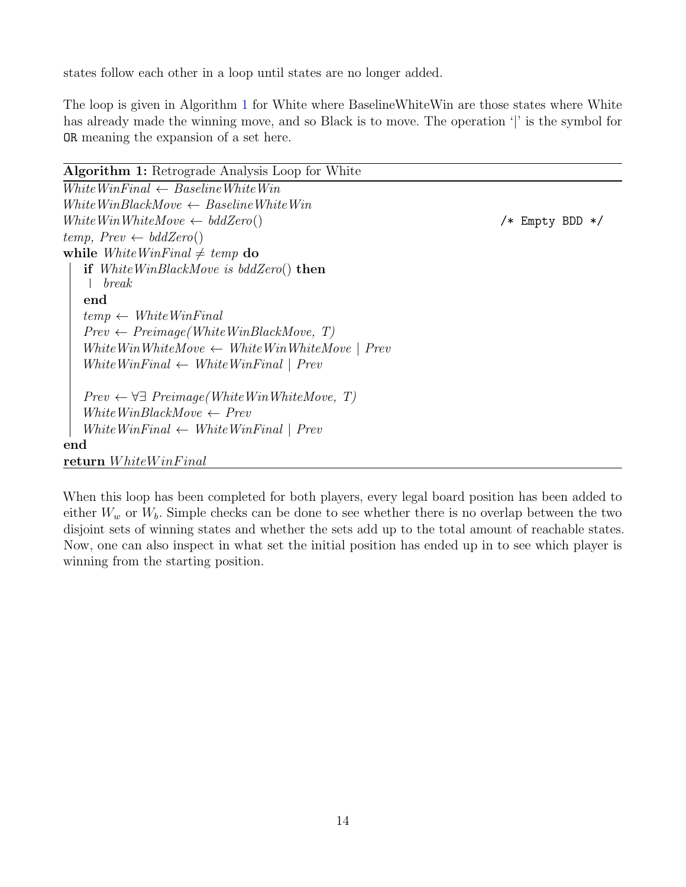states follow each other in a loop until states are no longer added.

The loop is given in Algorithm 1 for White where BaselineWhiteWin are those states where White has already made the winning move, and so Black is to move. The operation '|' is the symbol for `OR` meaning the expansion of a set here.

**Algorithm 1:** Retrograde Analysis Loop for White

```
WhiteWinFinal ← BaselineWhiteWin
WhiteWinBlackMove ← BaselineWhiteWin
WhiteWinWhiteMove ← bddZero()                          /* Empty BDD */
temp, Prev ← bddZero()
while WhiteWinFinal ≠ temp do
    if WhiteWinBlackMove is bddZero() then
        break
    end
    temp ← WhiteWinFinal
    Prev ← Preimage(WhiteWinBlackMove, T)
    WhiteWinWhiteMove ← WhiteWinWhiteMove | Prev
    WhiteWinFinal ← WhiteWinFinal | Prev

    Prev ← ∀∃ Preimage(WhiteWinWhiteMove, T)
    WhiteWinBlackMove ← Prev
    WhiteWinFinal ← WhiteWinFinal | Prev
end
return WhiteWinFinal
```

When this loop has been completed for both players, every legal board position has been added to either $W_w$ or $W_b$. Simple checks can be done to see whether there is no overlap between the two disjoint sets of winning states and whether the sets add up to the total amount of reachable states. Now, one can also inspect in what set the initial position has ended up in to see which player is winning from the starting position.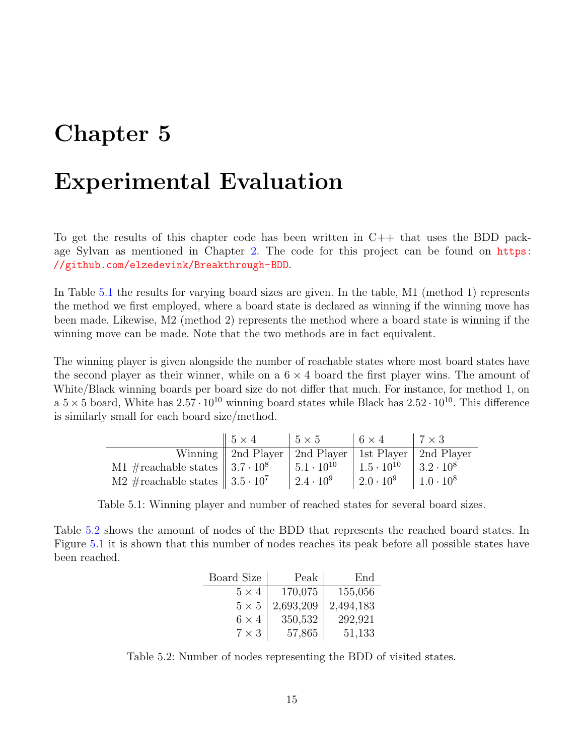# Chapter 5

# Experimental Evaluation

To get the results of this chapter code has been written in C++ that uses the BDD package Sylvan as mentioned in Chapter 2. The code for this project can be found on https://github.com/elzedevink/Breakthrough-BDD.

In Table 5.1 the results for varying board sizes are given. In the table, M1 (method 1) represents the method we first employed, where a board state is declared as winning if the winning move has been made. Likewise, M2 (method 2) represents the method where a board state is winning if the winning move can be made. Note that the two methods are in fact equivalent.

The winning player is given alongside the number of reachable states where most board states have the second player as their winner, while on a $6 \times 4$ board the first player wins. The amount of White/Black winning boards per board size do not differ that much. For instance, for method 1, on a $5 \times 5$ board, White has $2.57 \cdot 10^{10}$ winning board states while Black has $2.52 \cdot 10^{10}$. This difference is similarly small for each board size/method.

| | $5 \times 4$ | $5 \times 5$ | $6 \times 4$ | $7 \times 3$ |
|---|---|---|---|---|
| Winning | 2nd Player | 2nd Player | 1st Player | 2nd Player |
| M1 #reachable states | $3.7 \cdot 10^8$ | $5.1 \cdot 10^{10}$ | $1.5 \cdot 10^{10}$ | $3.2 \cdot 10^8$ |
| M2 #reachable states | $3.5 \cdot 10^7$ | $2.4 \cdot 10^9$ | $2.0 \cdot 10^9$ | $1.0 \cdot 10^8$ |

Table 5.1: Winning player and number of reached states for several board sizes.

Table 5.2 shows the amount of nodes of the BDD that represents the reached board states. In Figure 5.1 it is shown that this number of nodes reaches its peak before all possible states have been reached.

| Board Size | Peak | End |
|---|---|---|
| $5 \times 4$ | 170,075 | 155,056 |
| $5 \times 5$ | 2,693,209 | 2,494,183 |
| $6 \times 4$ | 350,532 | 292,921 |
| $7 \times 3$ | 57,865 | 51,133 |

Table 5.2: Number of nodes representing the BDD of visited states.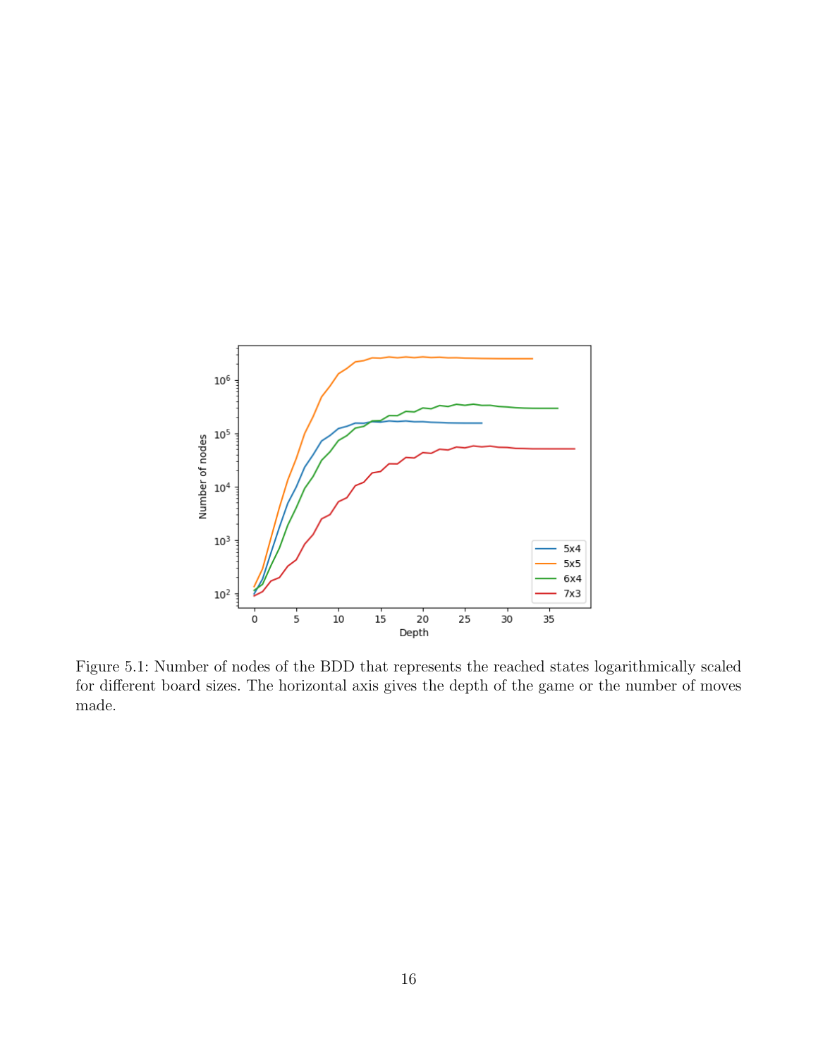Figure 5.1: Number of nodes of the BDD that represents the reached states logarithmically scaled for different board sizes. The horizontal axis gives the depth of the game or the number of moves made.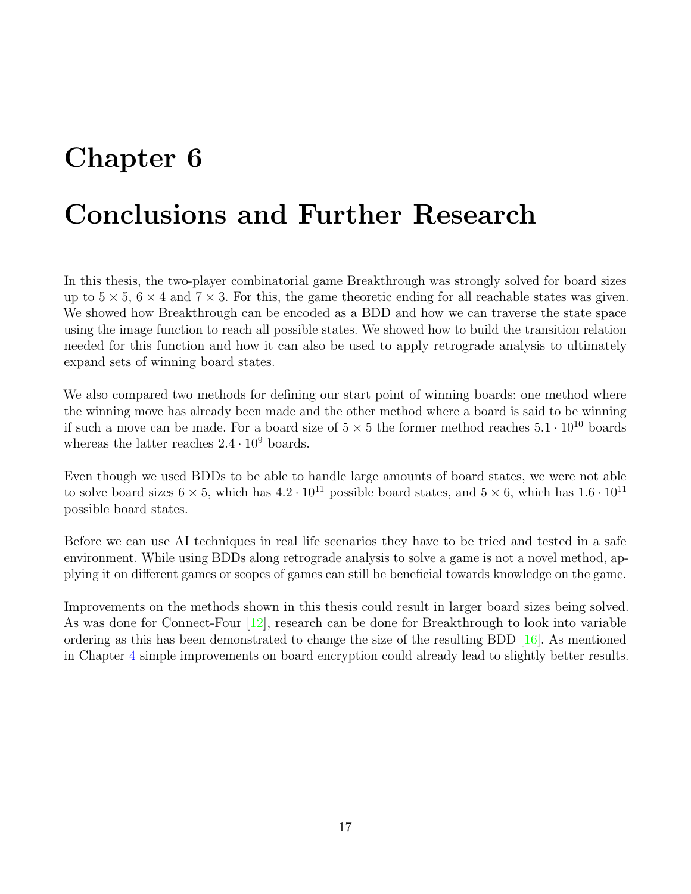# Chapter 6

# Conclusions and Further Research

In this thesis, the two-player combinatorial game Breakthrough was strongly solved for board sizes up to $5 \times 5$, $6 \times 4$ and $7 \times 3$. For this, the game theoretic ending for all reachable states was given. We showed how Breakthrough can be encoded as a BDD and how we can traverse the state space using the image function to reach all possible states. We showed how to build the transition relation needed for this function and how it can also be used to apply retrograde analysis to ultimately expand sets of winning board states.

We also compared two methods for defining our start point of winning boards: one method where the winning move has already been made and the other method where a board is said to be winning if such a move can be made. For a board size of $5 \times 5$ the former method reaches $5.1 \cdot 10^{10}$ boards whereas the latter reaches $2.4 \cdot 10^{9}$ boards.

Even though we used BDDs to be able to handle large amounts of board states, we were not able to solve board sizes $6 \times 5$, which has $4.2 \cdot 10^{11}$ possible board states, and $5 \times 6$, which has $1.6 \cdot 10^{11}$ possible board states.

Before we can use AI techniques in real life scenarios they have to be tried and tested in a safe environment. While using BDDs along retrograde analysis to solve a game is not a novel method, applying it on different games or scopes of games can still be beneficial towards knowledge on the game.

Improvements on the methods shown in this thesis could result in larger board sizes being solved. As was done for Connect-Four [12], research can be done for Breakthrough to look into variable ordering as this has been demonstrated to change the size of the resulting BDD [16]. As mentioned in Chapter 4 simple improvements on board encryption could already lead to slightly better results.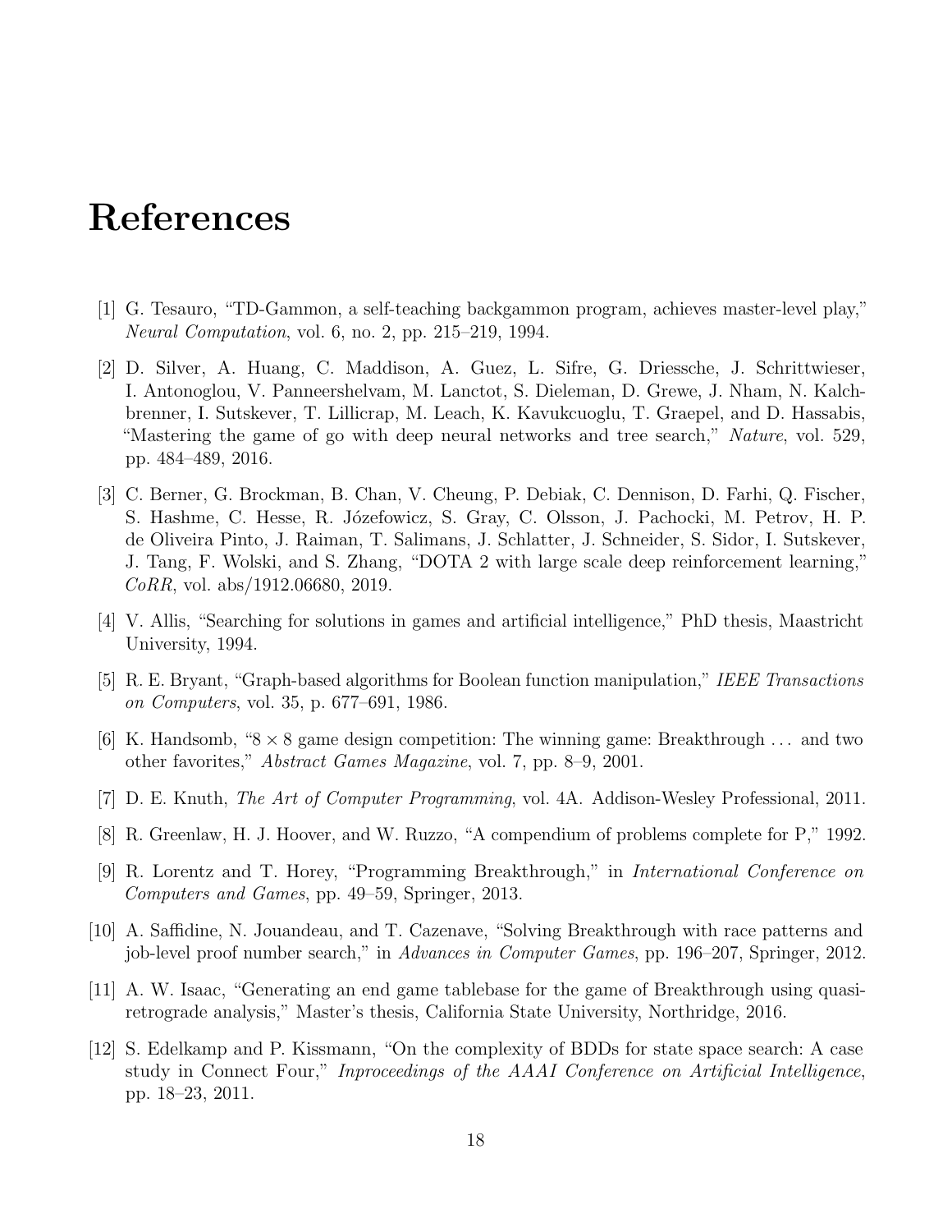# References

[1] G. Tesauro, "TD-Gammon, a self-teaching backgammon program, achieves master-level play," *Neural Computation*, vol. 6, no. 2, pp. 215–219, 1994.

[2] D. Silver, A. Huang, C. Maddison, A. Guez, L. Sifre, G. Driessche, J. Schrittwieser, I. Antonoglou, V. Panneershelvam, M. Lanctot, S. Dieleman, D. Grewe, J. Nham, N. Kalchbrenner, I. Sutskever, T. Lillicrap, M. Leach, K. Kavukcuoglu, T. Graepel, and D. Hassabis, "Mastering the game of go with deep neural networks and tree search," *Nature*, vol. 529, pp. 484–489, 2016.

[3] C. Berner, G. Brockman, B. Chan, V. Cheung, P. Debiak, C. Dennison, D. Farhi, Q. Fischer, S. Hashme, C. Hesse, R. Józefowicz, S. Gray, C. Olsson, J. Pachocki, M. Petrov, H. P. de Oliveira Pinto, J. Raiman, T. Salimans, J. Schlatter, J. Schneider, S. Sidor, I. Sutskever, J. Tang, F. Wolski, and S. Zhang, "DOTA 2 with large scale deep reinforcement learning," *CoRR*, vol. abs/1912.06680, 2019.

[4] V. Allis, "Searching for solutions in games and artificial intelligence," PhD thesis, Maastricht University, 1994.

[5] R. E. Bryant, "Graph-based algorithms for Boolean function manipulation," *IEEE Transactions on Computers*, vol. 35, p. 677–691, 1986.

[6] K. Handsomb, "$8 \times 8$ game design competition: The winning game: Breakthrough ... and two other favorites," *Abstract Games Magazine*, vol. 7, pp. 8–9, 2001.

[7] D. E. Knuth, *The Art of Computer Programming*, vol. 4A. Addison-Wesley Professional, 2011.

[8] R. Greenlaw, H. J. Hoover, and W. Ruzzo, "A compendium of problems complete for P," 1992.

[9] R. Lorentz and T. Horey, "Programming Breakthrough," in *International Conference on Computers and Games*, pp. 49–59, Springer, 2013.

[10] A. Saffidine, N. Jouandeau, and T. Cazenave, "Solving Breakthrough with race patterns and job-level proof number search," in *Advances in Computer Games*, pp. 196–207, Springer, 2012.

[11] A. W. Isaac, "Generating an end game tablebase for the game of Breakthrough using quasi-retrograde analysis," Master's thesis, California State University, Northridge, 2016.

[12] S. Edelkamp and P. Kissmann, "On the complexity of BDDs for state space search: A case study in Connect Four," *Inproceedings of the AAAI Conference on Artificial Intelligence*, pp. 18–23, 2011.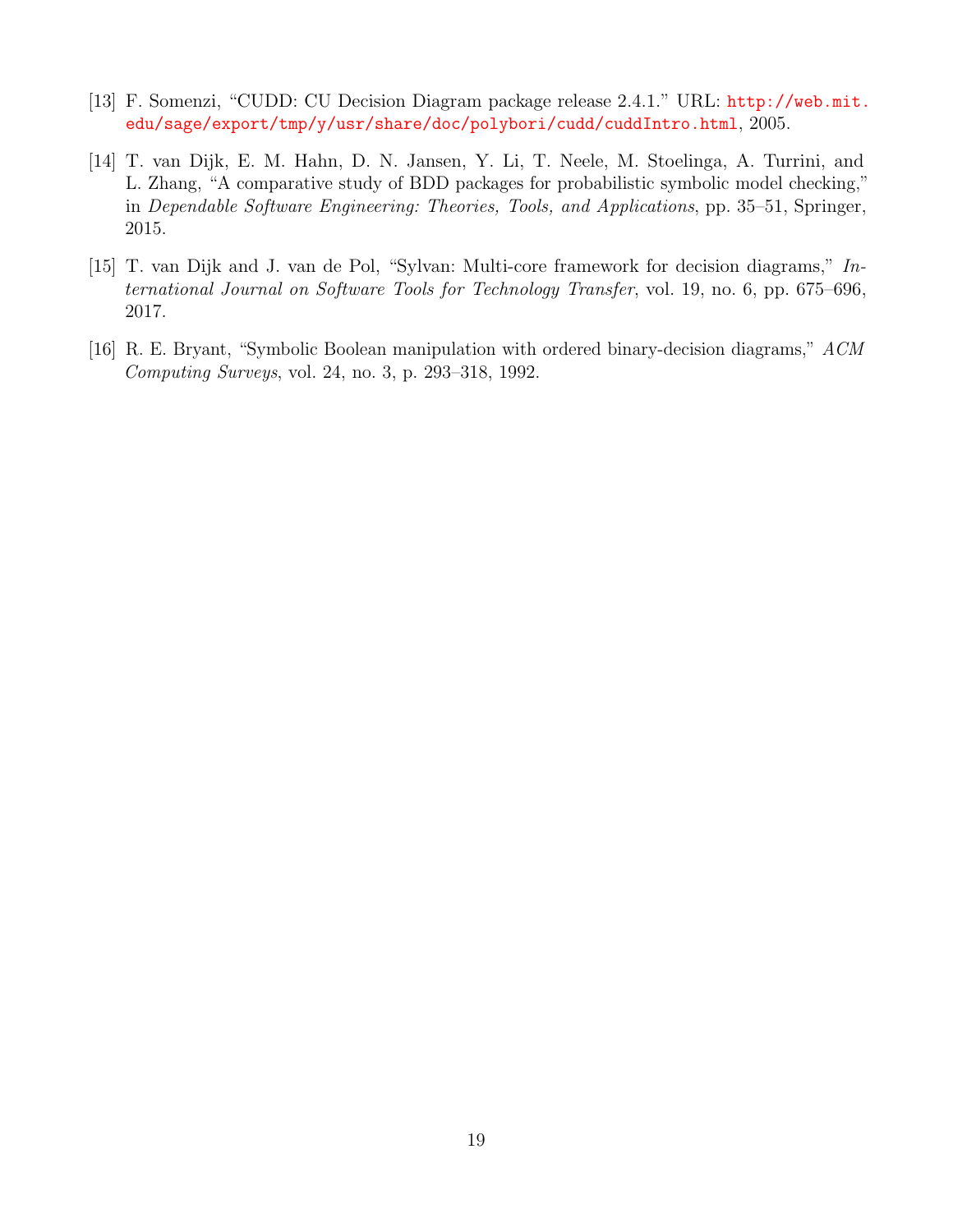[13] F. Somenzi, "CUDD: CU Decision Diagram package release 2.4.1." URL: http://web.mit.edu/sage/export/tmp/y/usr/share/doc/polybori/cudd/cuddIntro.html, 2005.

[14] T. van Dijk, E. M. Hahn, D. N. Jansen, Y. Li, T. Neele, M. Stoelinga, A. Turrini, and L. Zhang, "A comparative study of BDD packages for probabilistic symbolic model checking," in *Dependable Software Engineering: Theories, Tools, and Applications*, pp. 35–51, Springer, 2015.

[15] T. van Dijk and J. van de Pol, "Sylvan: Multi-core framework for decision diagrams," *International Journal on Software Tools for Technology Transfer*, vol. 19, no. 6, pp. 675–696, 2017.

[16] R. E. Bryant, "Symbolic Boolean manipulation with ordered binary-decision diagrams," *ACM Computing Surveys*, vol. 24, no. 3, p. 293–318, 1992.